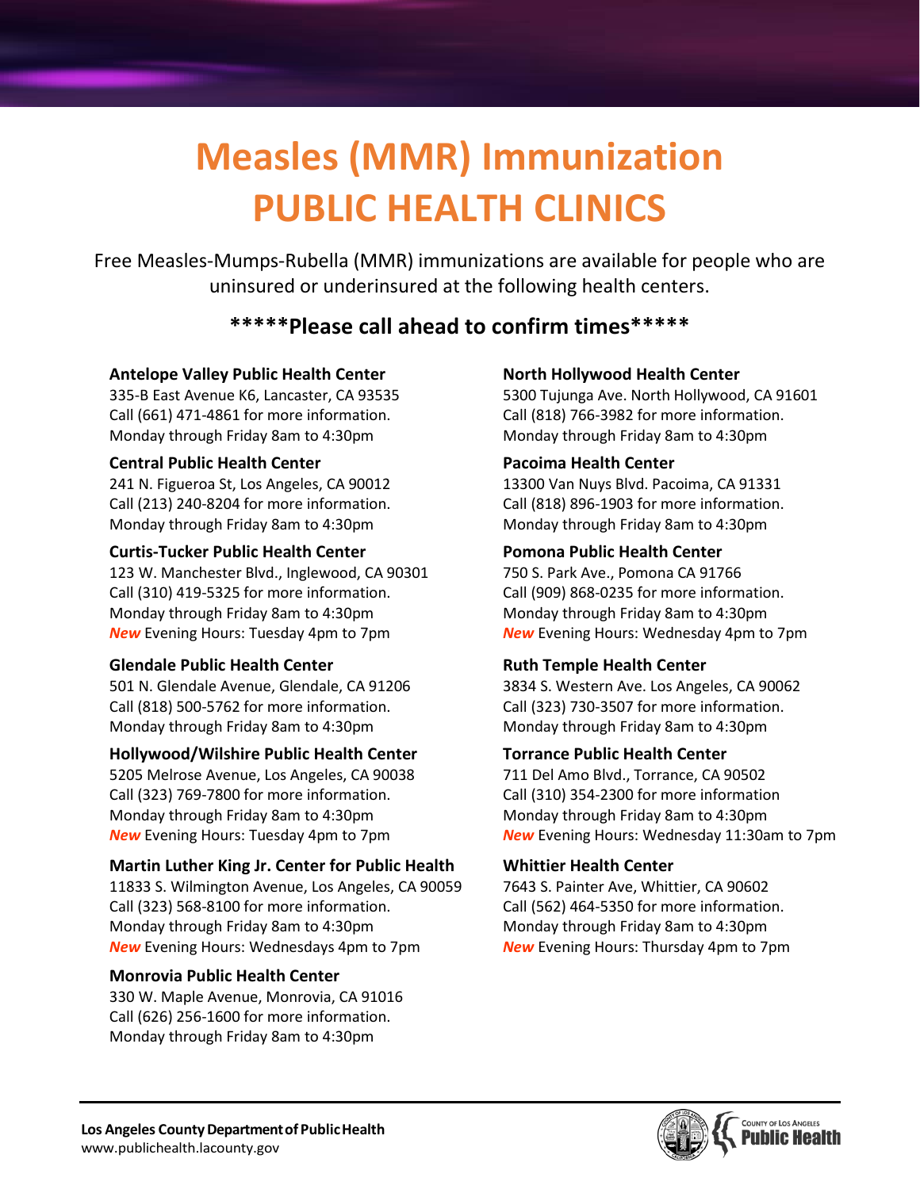# Measles (MMR) Immunization
# PUBLIC HEALTH CLINICS

Free Measles-Mumps-Rubella (MMR) immunizations are available for people who are uninsured or underinsured at the following health centers.

**\*\*\*\*\*Please call ahead to confirm times\*\*\*\*\***

**Antelope Valley Public Health Center**
335-B East Avenue K6, Lancaster, CA 93535
Call (661) 471-4861 for more information.
Monday through Friday 8am to 4:30pm

**Central Public Health Center**
241 N. Figueroa St, Los Angeles, CA 90012
Call (213) 240-8204 for more information.
Monday through Friday 8am to 4:30pm

**Curtis-Tucker Public Health Center**
123 W. Manchester Blvd., Inglewood, CA 90301
Call (310) 419-5325 for more information.
Monday through Friday 8am to 4:30pm
***New*** Evening Hours: Tuesday 4pm to 7pm

**Glendale Public Health Center**
501 N. Glendale Avenue, Glendale, CA 91206
Call (818) 500-5762 for more information.
Monday through Friday 8am to 4:30pm

**Hollywood/Wilshire Public Health Center**
5205 Melrose Avenue, Los Angeles, CA 90038
Call (323) 769-7800 for more information.
Monday through Friday 8am to 4:30pm
***New*** Evening Hours: Tuesday 4pm to 7pm

**Martin Luther King Jr. Center for Public Health**
11833 S. Wilmington Avenue, Los Angeles, CA 90059
Call (323) 568-8100 for more information.
Monday through Friday 8am to 4:30pm
***New*** Evening Hours: Wednesdays 4pm to 7pm

**Monrovia Public Health Center**
330 W. Maple Avenue, Monrovia, CA 91016
Call (626) 256-1600 for more information.
Monday through Friday 8am to 4:30pm

**North Hollywood Health Center**
5300 Tujunga Ave. North Hollywood, CA 91601
Call (818) 766-3982 for more information.
Monday through Friday 8am to 4:30pm

**Pacoima Health Center**
13300 Van Nuys Blvd. Pacoima, CA 91331
Call (818) 896-1903 for more information.
Monday through Friday 8am to 4:30pm

**Pomona Public Health Center**
750 S. Park Ave., Pomona CA 91766
Call (909) 868-0235 for more information.
Monday through Friday 8am to 4:30pm
***New*** Evening Hours: Wednesday 4pm to 7pm

**Ruth Temple Health Center**
3834 S. Western Ave. Los Angeles, CA 90062
Call (323) 730-3507 for more information.
Monday through Friday 8am to 4:30pm

**Torrance Public Health Center**
711 Del Amo Blvd., Torrance, CA 90502
Call (310) 354-2300 for more information
Monday through Friday 8am to 4:30pm
***New*** Evening Hours: Wednesday 11:30am to 7pm

**Whittier Health Center**
7643 S. Painter Ave, Whittier, CA 90602
Call (562) 464-5350 for more information.
Monday through Friday 8am to 4:30pm
***New*** Evening Hours: Thursday 4pm to 7pm

**Los Angeles County Department of Public Health**
www.publichealth.lacounty.gov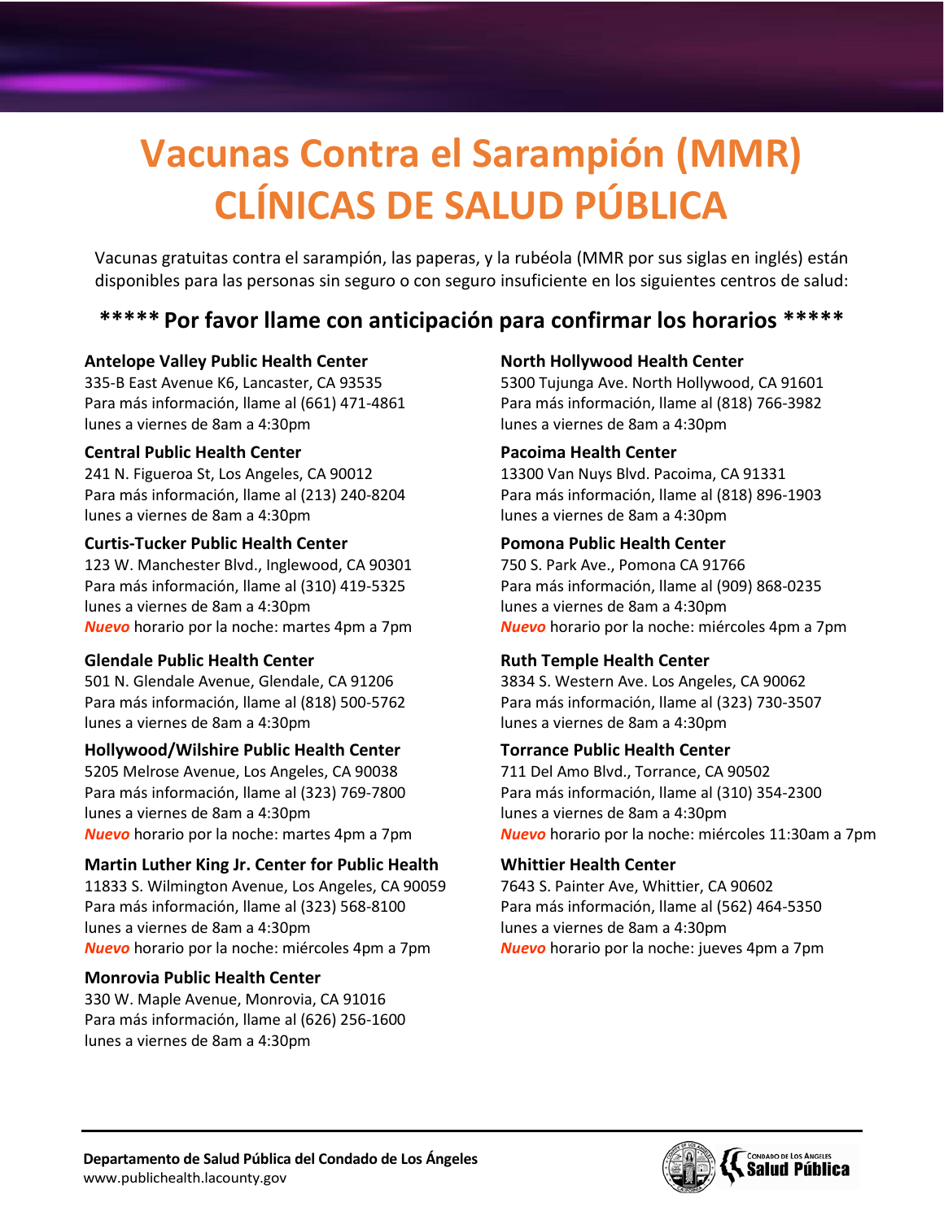# Vacunas Contra el Sarampión (MMR) CLÍNICAS DE SALUD PÚBLICA

Vacunas gratuitas contra el sarampión, las paperas, y la rubéola (MMR por sus siglas en inglés) están disponibles para las personas sin seguro o con seguro insuficiente en los siguientes centros de salud:

**\*\*\*\*\* Por favor llame con anticipación para confirmar los horarios \*\*\*\*\***

**Antelope Valley Public Health Center**
335-B East Avenue K6, Lancaster, CA 93535
Para más información, llame al (661) 471-4861
lunes a viernes de 8am a 4:30pm

**Central Public Health Center**
241 N. Figueroa St, Los Angeles, CA 90012
Para más información, llame al (213) 240-8204
lunes a viernes de 8am a 4:30pm

**Curtis-Tucker Public Health Center**
123 W. Manchester Blvd., Inglewood, CA 90301
Para más información, llame al (310) 419-5325
lunes a viernes de 8am a 4:30pm
***Nuevo*** horario por la noche: martes 4pm a 7pm

**Glendale Public Health Center**
501 N. Glendale Avenue, Glendale, CA 91206
Para más información, llame al (818) 500-5762
lunes a viernes de 8am a 4:30pm

**Hollywood/Wilshire Public Health Center**
5205 Melrose Avenue, Los Angeles, CA 90038
Para más información, llame al (323) 769-7800
lunes a viernes de 8am a 4:30pm
***Nuevo*** horario por la noche: martes 4pm a 7pm

**Martin Luther King Jr. Center for Public Health**
11833 S. Wilmington Avenue, Los Angeles, CA 90059
Para más información, llame al (323) 568-8100
lunes a viernes de 8am a 4:30pm
***Nuevo*** horario por la noche: miércoles 4pm a 7pm

**Monrovia Public Health Center**
330 W. Maple Avenue, Monrovia, CA 91016
Para más información, llame al (626) 256-1600
lunes a viernes de 8am a 4:30pm

**North Hollywood Health Center**
5300 Tujunga Ave. North Hollywood, CA 91601
Para más información, llame al (818) 766-3982
lunes a viernes de 8am a 4:30pm

**Pacoima Health Center**
13300 Van Nuys Blvd. Pacoima, CA 91331
Para más información, llame al (818) 896-1903
lunes a viernes de 8am a 4:30pm

**Pomona Public Health Center**
750 S. Park Ave., Pomona CA 91766
Para más información, llame al (909) 868-0235
lunes a viernes de 8am a 4:30pm
***Nuevo*** horario por la noche: miércoles 4pm a 7pm

**Ruth Temple Health Center**
3834 S. Western Ave. Los Angeles, CA 90062
Para más información, llame al (323) 730-3507
lunes a viernes de 8am a 4:30pm

**Torrance Public Health Center**
711 Del Amo Blvd., Torrance, CA 90502
Para más información, llame al (310) 354-2300
lunes a viernes de 8am a 4:30pm
***Nuevo*** horario por la noche: miércoles 11:30am a 7pm

**Whittier Health Center**
7643 S. Painter Ave, Whittier, CA 90602
Para más información, llame al (562) 464-5350
lunes a viernes de 8am a 4:30pm
***Nuevo*** horario por la noche: jueves 4pm a 7pm

**Departamento de Salud Pública del Condado de Los Ángeles**
www.publichealth.lacounty.gov